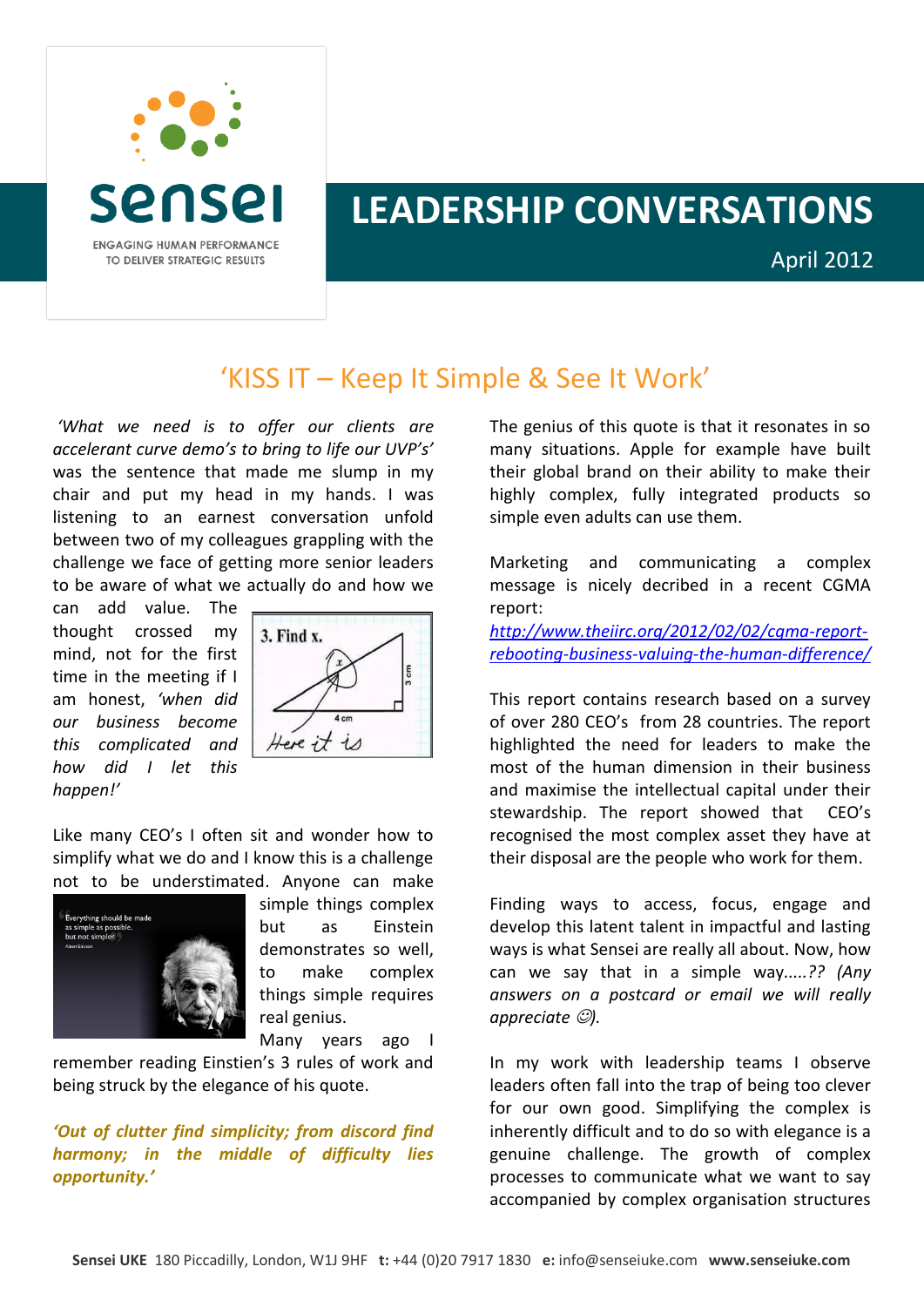# LEADERSHIP CONVERSATIONS

April 2012

## 'KISS IT – Keep It Simple & See It Work'

*'What we need is to offer our clients are accelerant curve demo's to bring to life our UVP's'* was the sentence that made me slump in my chair and put my head in my hands. I was listening to an earnest conversation unfold between two of my colleagues grappling with the challenge we face of getting more senior leaders to be aware of what we actually do and how we can add value. The thought crossed my mind, not for the first time in the meeting if I am honest, *'when did our business become this complicated and how did I let this happen!'*

Like many CEO's I often sit and wonder how to simplify what we do and I know this is a challenge not to be understimated. Anyone can make simple things complex but as Einstein demonstrates so well, to make complex things simple requires real genius.

Many years ago I remember reading Einstien's 3 rules of work and being struck by the elegance of his quote.

***'Out of clutter find simplicity; from discord find harmony; in the middle of difficulty lies opportunity.'***

The genius of this quote is that it resonates in so many situations. Apple for example have built their global brand on their ability to make their highly complex, fully integrated products so simple even adults can use them.

Marketing and communicating a complex message is nicely decribed in a recent CGMA report:
[http://www.theiirc.org/2012/02/02/cgma-report-rebooting-business-valuing-the-human-difference/](http://www.theiirc.org/2012/02/02/cgma-report-rebooting-business-valuing-the-human-difference/)

This report contains research based on a survey of over 280 CEO's from 28 countries. The report highlighted the need for leaders to make the most of the human dimension in their business and maximise the intellectual capital under their stewardship. The report showed that CEO's recognised the most complex asset they have at their disposal are the people who work for them.

Finding ways to access, focus, engage and develop this latent talent in impactful and lasting ways is what Sensei are really all about. Now, how can we say that in a simple way.....?? *(Any answers on a postcard or email we will really appreciate ☺).*

In my work with leadership teams I observe leaders often fall into the trap of being too clever for our own good. Simplifying the complex is inherently difficult and to do so with elegance is a genuine challenge. The growth of complex processes to communicate what we want to say accompanied by complex organisation structures

**Sensei UKE** 180 Piccadilly, London, W1J 9HF **t:** +44 (0)20 7917 1830 **e:** info@senseiuke.com **www.senseiuke.com**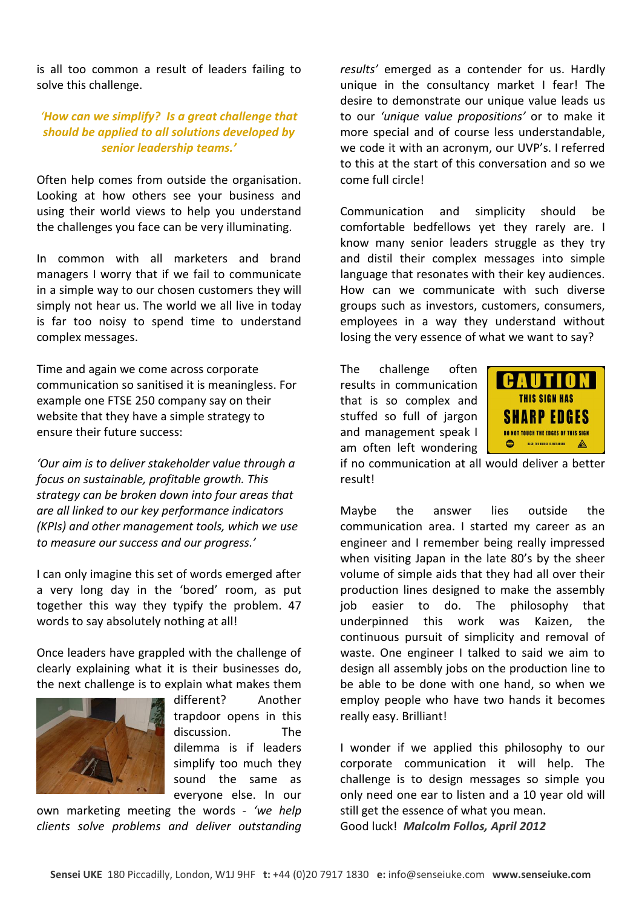is all too common a result of leaders failing to solve this challenge.

*'How can we simplify? Is a great challenge that should be applied to all solutions developed by senior leadership teams.'*

Often help comes from outside the organisation. Looking at how others see your business and using their world views to help you understand the challenges you face can be very illuminating.

In common with all marketers and brand managers I worry that if we fail to communicate in a simple way to our chosen customers they will simply not hear us. The world we all live in today is far too noisy to spend time to understand complex messages.

Time and again we come across corporate communication so sanitised it is meaningless. For example one FTSE 250 company say on their website that they have a simple strategy to ensure their future success:

*'Our aim is to deliver stakeholder value through a focus on sustainable, profitable growth. This strategy can be broken down into four areas that are all linked to our key performance indicators (KPIs) and other management tools, which we use to measure our success and our progress.'*

I can only imagine this set of words emerged after a very long day in the 'bored' room, as put together this way they typify the problem. 47 words to say absolutely nothing at all!

Once leaders have grappled with the challenge of clearly explaining what it is their businesses do, the next challenge is to explain what makes them different? Another trapdoor opens in this discussion. The dilemma is if leaders simplify too much they sound the same as everyone else. In our own marketing meeting the words - *'we help clients solve problems and deliver outstanding results'* emerged as a contender for us. Hardly unique in the consultancy market I fear! The desire to demonstrate our unique value leads us to our *'unique value propositions'* or to make it more special and of course less understandable, we code it with an acronym, our UVP's. I referred to this at the start of this conversation and so we come full circle!

Communication and simplicity should be comfortable bedfellows yet they rarely are. I know many senior leaders struggle as they try and distil their complex messages into simple language that resonates with their key audiences. How can we communicate with such diverse groups such as investors, customers, consumers, employees in a way they understand without losing the very essence of what we want to say?

The challenge often results in communication that is so complex and stuffed so full of jargon and management speak I am often left wondering if no communication at all would deliver a better result!

Maybe the answer lies outside the communication area. I started my career as an engineer and I remember being really impressed when visiting Japan in the late 80's by the sheer volume of simple aids that they had all over their production lines designed to make the assembly job easier to do. The philosophy that underpinned this work was Kaizen, the continuous pursuit of simplicity and removal of waste. One engineer I talked to said we aim to design all assembly jobs on the production line to be able to be done with one hand, so when we employ people who have two hands it becomes really easy. Brilliant!

I wonder if we applied this philosophy to our corporate communication it will help. The challenge is to design messages so simple you only need one ear to listen and a 10 year old will still get the essence of what you mean.

Good luck! ***Malcolm Follos, April 2012***

**Sensei UKE** 180 Piccadilly, London, W1J 9HF **t:** +44 (0)20 7917 1830 **e:** info@senseiuke.com **www.senseiuke.com**